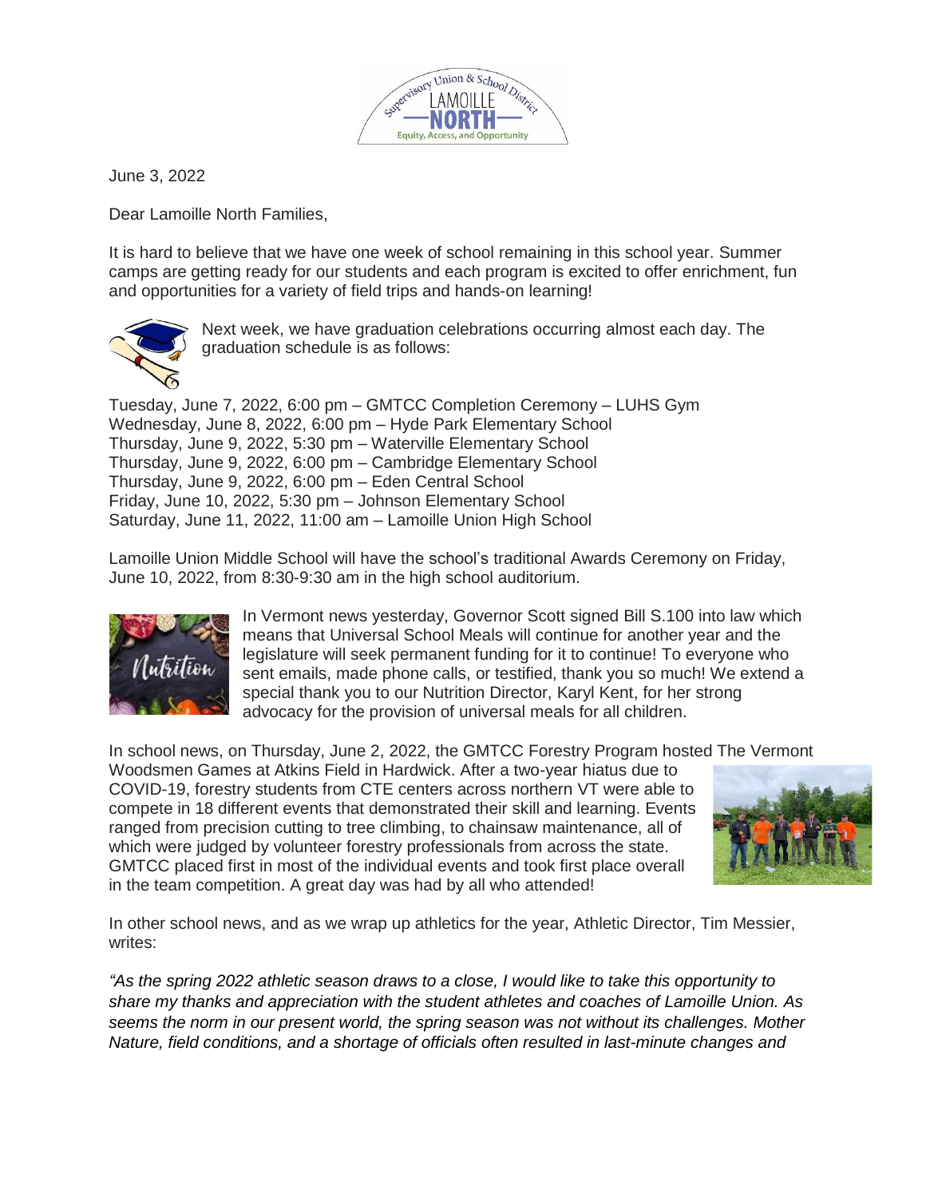June 3, 2022

Dear Lamoille North Families,

It is hard to believe that we have one week of school remaining in this school year. Summer camps are getting ready for our students and each program is excited to offer enrichment, fun and opportunities for a variety of field trips and hands-on learning!

Next week, we have graduation celebrations occurring almost each day. The graduation schedule is as follows:

Tuesday, June 7, 2022, 6:00 pm – GMTCC Completion Ceremony – LUHS Gym
Wednesday, June 8, 2022, 6:00 pm – Hyde Park Elementary School
Thursday, June 9, 2022, 5:30 pm – Waterville Elementary School
Thursday, June 9, 2022, 6:00 pm – Cambridge Elementary School
Thursday, June 9, 2022, 6:00 pm – Eden Central School
Friday, June 10, 2022, 5:30 pm – Johnson Elementary School
Saturday, June 11, 2022, 11:00 am – Lamoille Union High School

Lamoille Union Middle School will have the school's traditional Awards Ceremony on Friday, June 10, 2022, from 8:30-9:30 am in the high school auditorium.

In Vermont news yesterday, Governor Scott signed Bill S.100 into law which means that Universal School Meals will continue for another year and the legislature will seek permanent funding for it to continue! To everyone who sent emails, made phone calls, or testified, thank you so much! We extend a special thank you to our Nutrition Director, Karyl Kent, for her strong advocacy for the provision of universal meals for all children.

In school news, on Thursday, June 2, 2022, the GMTCC Forestry Program hosted The Vermont Woodsmen Games at Atkins Field in Hardwick. After a two-year hiatus due to COVID-19, forestry students from CTE centers across northern VT were able to compete in 18 different events that demonstrated their skill and learning. Events ranged from precision cutting to tree climbing, to chainsaw maintenance, all of which were judged by volunteer forestry professionals from across the state. GMTCC placed first in most of the individual events and took first place overall in the team competition. A great day was had by all who attended!

In other school news, and as we wrap up athletics for the year, Athletic Director, Tim Messier, writes:

*"As the spring 2022 athletic season draws to a close, I would like to take this opportunity to share my thanks and appreciation with the student athletes and coaches of Lamoille Union. As seems the norm in our present world, the spring season was not without its challenges. Mother Nature, field conditions, and a shortage of officials often resulted in last-minute changes and*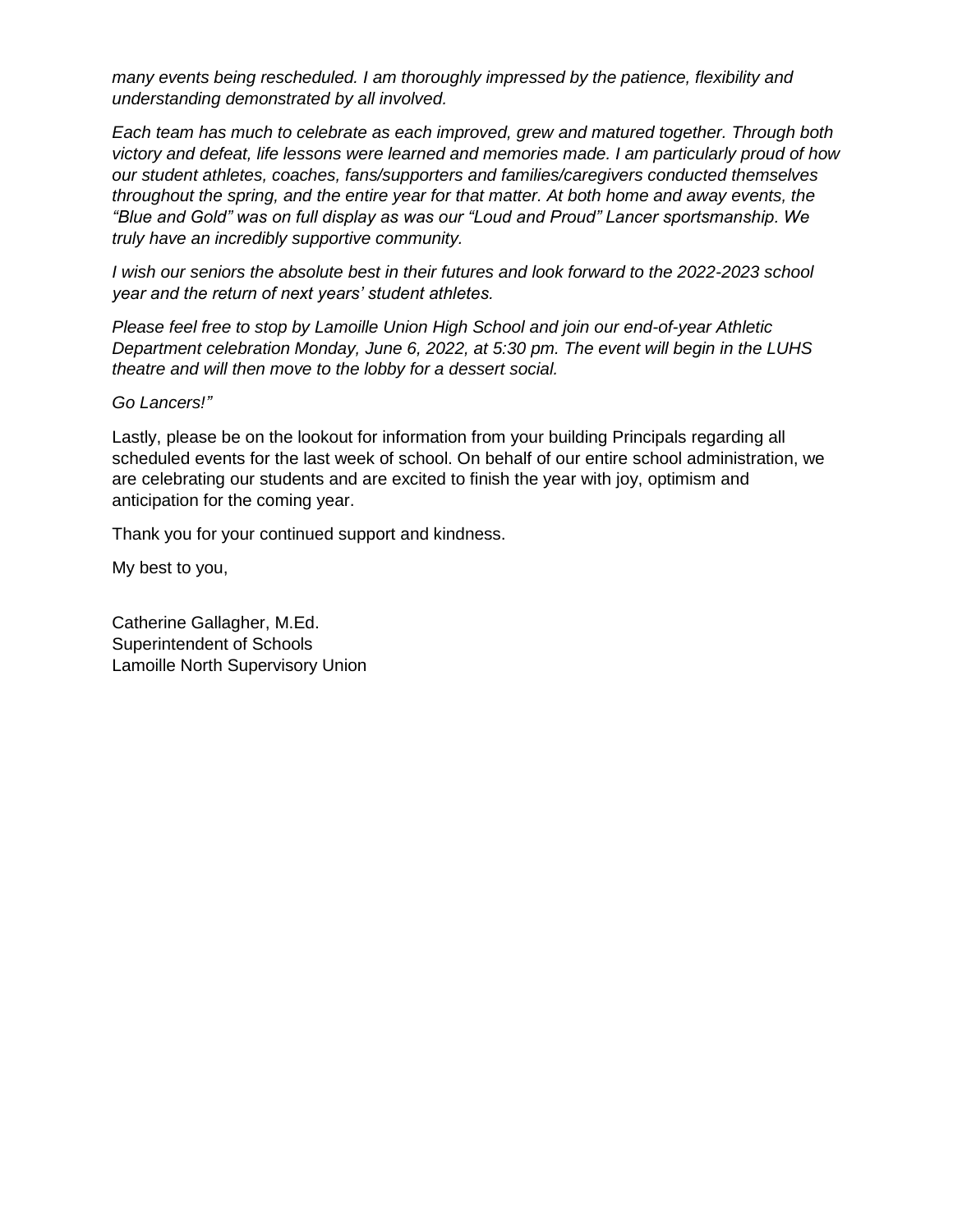*many events being rescheduled. I am thoroughly impressed by the patience, flexibility and understanding demonstrated by all involved.*

*Each team has much to celebrate as each improved, grew and matured together. Through both victory and defeat, life lessons were learned and memories made. I am particularly proud of how our student athletes, coaches, fans/supporters and families/caregivers conducted themselves throughout the spring, and the entire year for that matter. At both home and away events, the "Blue and Gold" was on full display as was our "Loud and Proud" Lancer sportsmanship. We truly have an incredibly supportive community.*

*I wish our seniors the absolute best in their futures and look forward to the 2022-2023 school year and the return of next years' student athletes.*

*Please feel free to stop by Lamoille Union High School and join our end-of-year Athletic Department celebration Monday, June 6, 2022, at 5:30 pm. The event will begin in the LUHS theatre and will then move to the lobby for a dessert social.*

*Go Lancers!"*

Lastly, please be on the lookout for information from your building Principals regarding all scheduled events for the last week of school. On behalf of our entire school administration, we are celebrating our students and are excited to finish the year with joy, optimism and anticipation for the coming year.

Thank you for your continued support and kindness.

My best to you,

Catherine Gallagher, M.Ed.
Superintendent of Schools
Lamoille North Supervisory Union